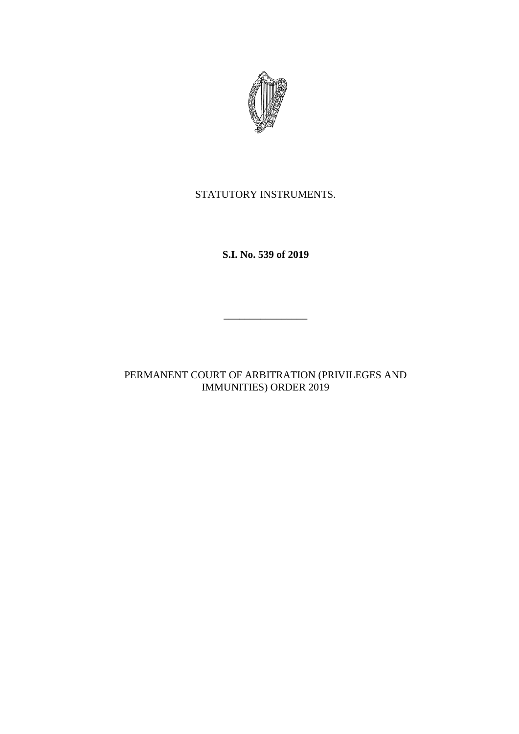STATUTORY INSTRUMENTS.

**S.I. No. 539 of 2019**

---

PERMANENT COURT OF ARBITRATION (PRIVILEGES AND IMMUNITIES) ORDER 2019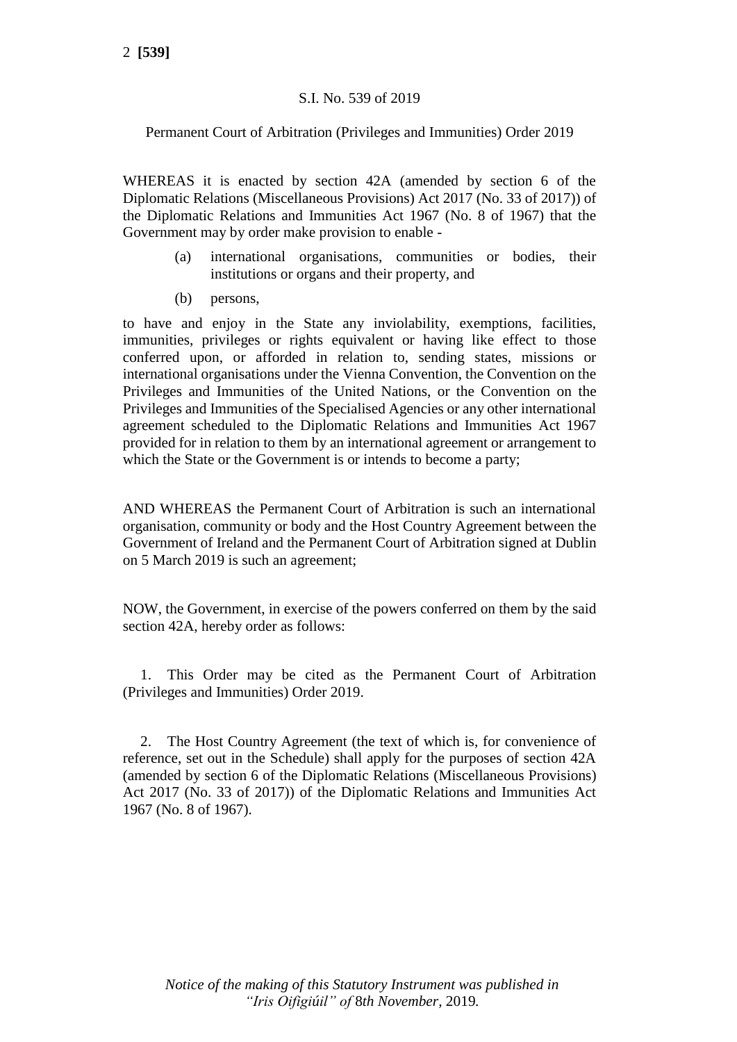S.I. No. 539 of 2019

Permanent Court of Arbitration (Privileges and Immunities) Order 2019

WHEREAS it is enacted by section 42A (amended by section 6 of the Diplomatic Relations (Miscellaneous Provisions) Act 2017 (No. 33 of 2017)) of the Diplomatic Relations and Immunities Act 1967 (No. 8 of 1967) that the Government may by order make provision to enable -

(a) international organisations, communities or bodies, their institutions or organs and their property, and

(b) persons,

to have and enjoy in the State any inviolability, exemptions, facilities, immunities, privileges or rights equivalent or having like effect to those conferred upon, or afforded in relation to, sending states, missions or international organisations under the Vienna Convention, the Convention on the Privileges and Immunities of the United Nations, or the Convention on the Privileges and Immunities of the Specialised Agencies or any other international agreement scheduled to the Diplomatic Relations and Immunities Act 1967 provided for in relation to them by an international agreement or arrangement to which the State or the Government is or intends to become a party;

AND WHEREAS the Permanent Court of Arbitration is such an international organisation, community or body and the Host Country Agreement between the Government of Ireland and the Permanent Court of Arbitration signed at Dublin on 5 March 2019 is such an agreement;

NOW, the Government, in exercise of the powers conferred on them by the said section 42A, hereby order as follows:

1. This Order may be cited as the Permanent Court of Arbitration (Privileges and Immunities) Order 2019.

2. The Host Country Agreement (the text of which is, for convenience of reference, set out in the Schedule) shall apply for the purposes of section 42A (amended by section 6 of the Diplomatic Relations (Miscellaneous Provisions) Act 2017 (No. 33 of 2017)) of the Diplomatic Relations and Immunities Act 1967 (No. 8 of 1967).

*Notice of the making of this Statutory Instrument was published in "Iris Oifigiúil" of 8th November, 2019.*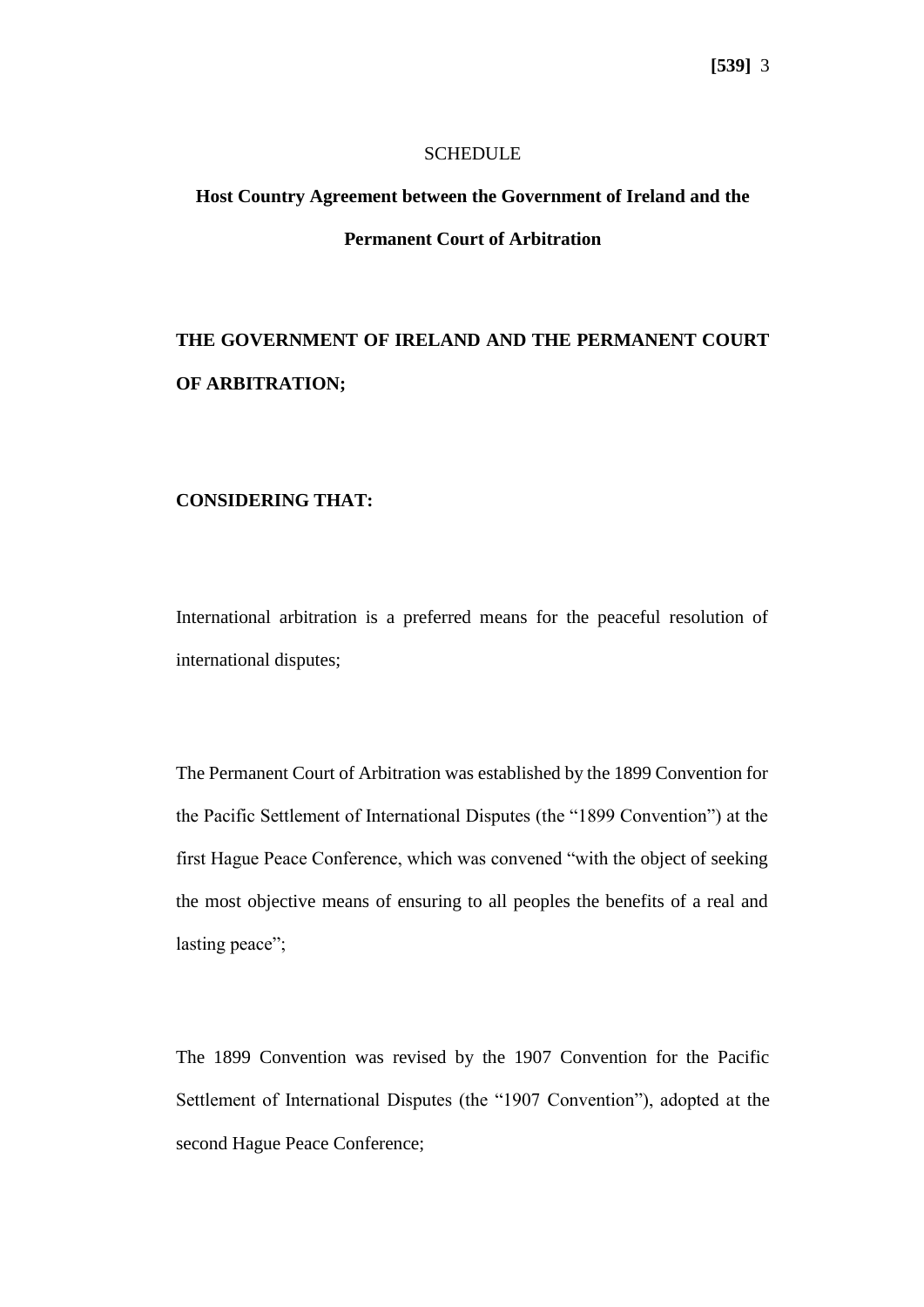SCHEDULE

## Host Country Agreement between the Government of Ireland and the Permanent Court of Arbitration

**THE GOVERNMENT OF IRELAND AND THE PERMANENT COURT OF ARBITRATION;**

**CONSIDERING THAT:**

International arbitration is a preferred means for the peaceful resolution of international disputes;

The Permanent Court of Arbitration was established by the 1899 Convention for the Pacific Settlement of International Disputes (the "1899 Convention") at the first Hague Peace Conference, which was convened "with the object of seeking the most objective means of ensuring to all peoples the benefits of a real and lasting peace";

The 1899 Convention was revised by the 1907 Convention for the Pacific Settlement of International Disputes (the "1907 Convention"), adopted at the second Hague Peace Conference;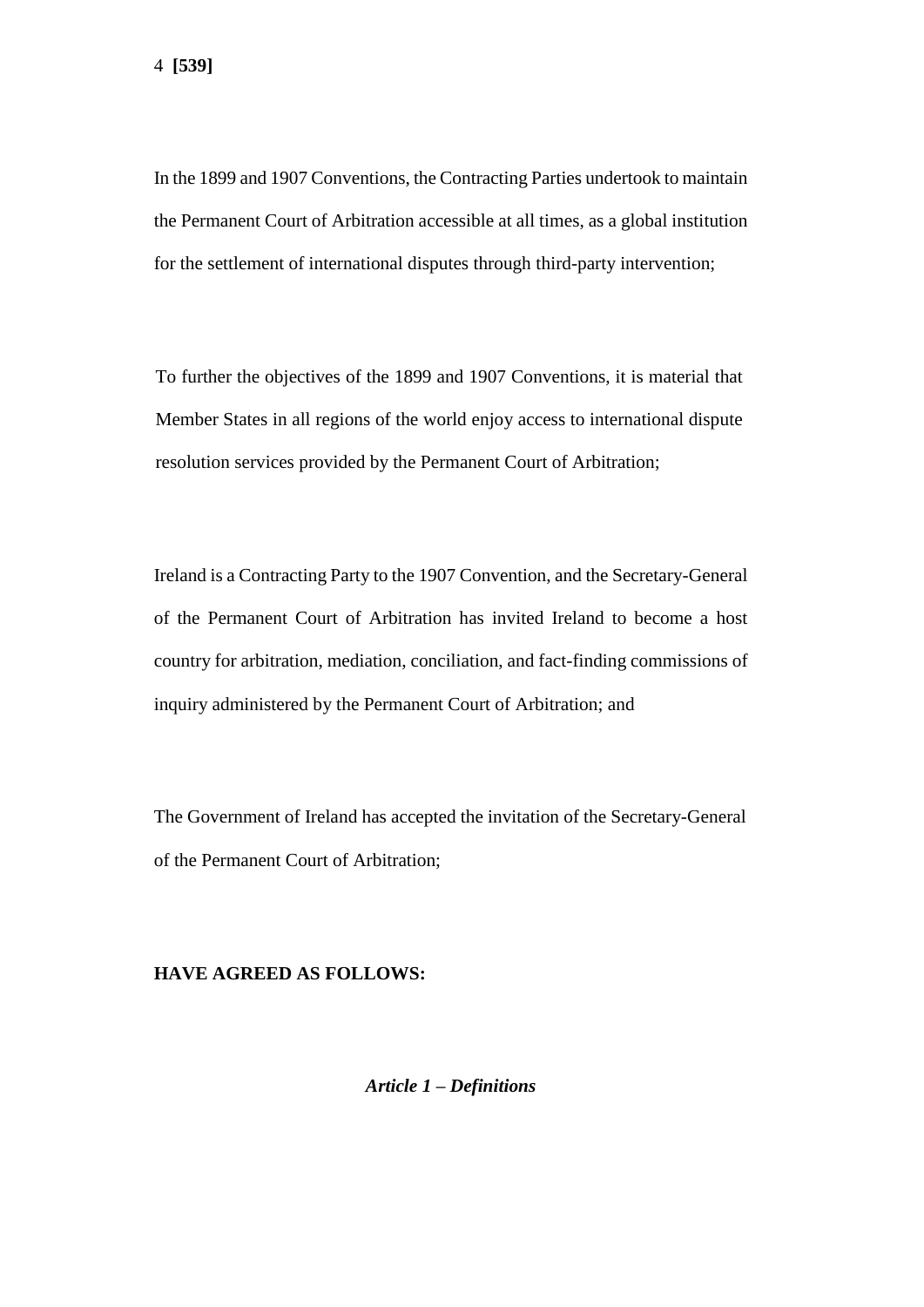In the 1899 and 1907 Conventions, the Contracting Parties undertook to maintain the Permanent Court of Arbitration accessible at all times, as a global institution for the settlement of international disputes through third-party intervention;

To further the objectives of the 1899 and 1907 Conventions, it is material that Member States in all regions of the world enjoy access to international dispute resolution services provided by the Permanent Court of Arbitration;

Ireland is a Contracting Party to the 1907 Convention, and the Secretary-General of the Permanent Court of Arbitration has invited Ireland to become a host country for arbitration, mediation, conciliation, and fact-finding commissions of inquiry administered by the Permanent Court of Arbitration; and

The Government of Ireland has accepted the invitation of the Secretary-General of the Permanent Court of Arbitration;

**HAVE AGREED AS FOLLOWS:**

### *Article 1 – Definitions*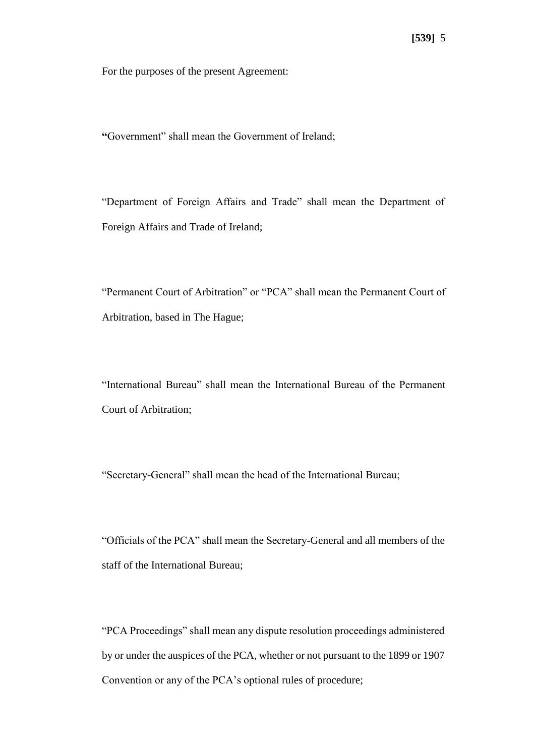For the purposes of the present Agreement:

**"**Government" shall mean the Government of Ireland;

"Department of Foreign Affairs and Trade" shall mean the Department of Foreign Affairs and Trade of Ireland;

"Permanent Court of Arbitration" or "PCA" shall mean the Permanent Court of Arbitration, based in The Hague;

"International Bureau" shall mean the International Bureau of the Permanent Court of Arbitration;

"Secretary-General" shall mean the head of the International Bureau;

"Officials of the PCA" shall mean the Secretary-General and all members of the staff of the International Bureau;

"PCA Proceedings" shall mean any dispute resolution proceedings administered by or under the auspices of the PCA, whether or not pursuant to the 1899 or 1907 Convention or any of the PCA's optional rules of procedure;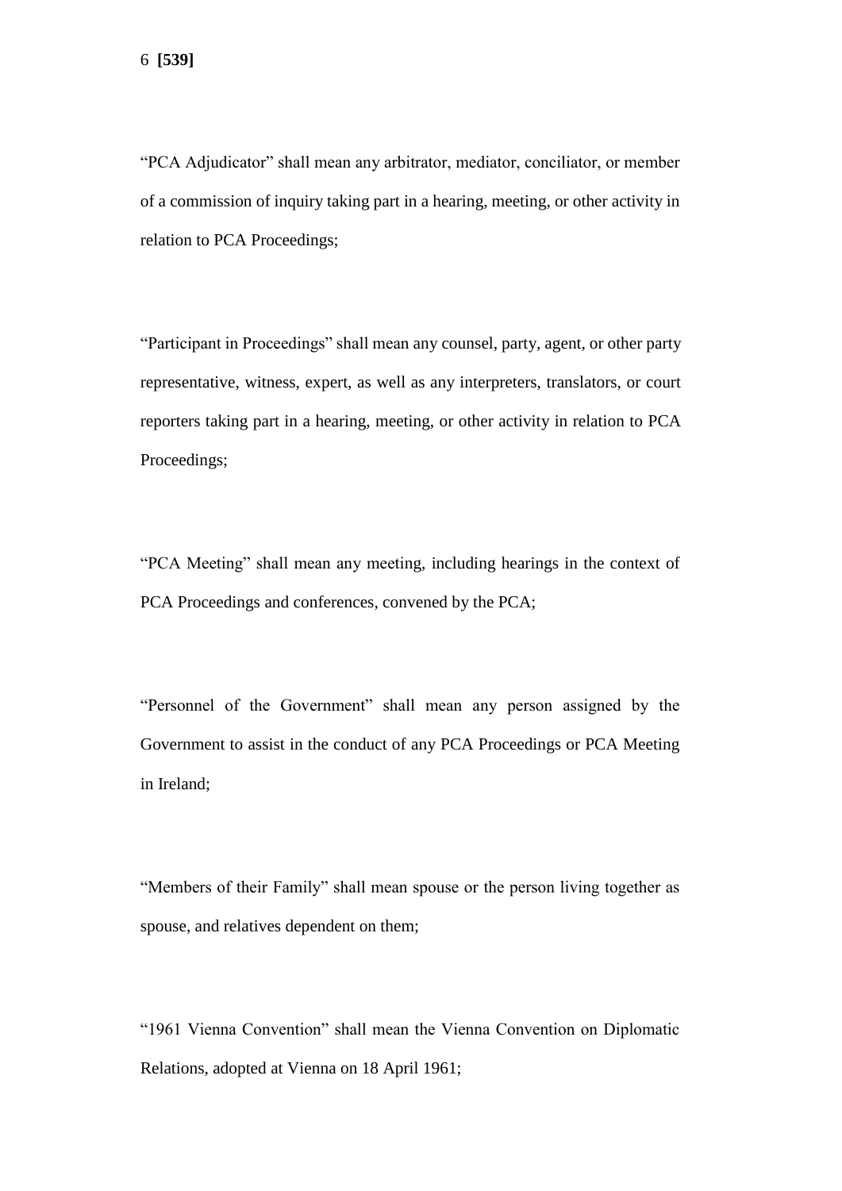"PCA Adjudicator" shall mean any arbitrator, mediator, conciliator, or member of a commission of inquiry taking part in a hearing, meeting, or other activity in relation to PCA Proceedings;

"Participant in Proceedings" shall mean any counsel, party, agent, or other party representative, witness, expert, as well as any interpreters, translators, or court reporters taking part in a hearing, meeting, or other activity in relation to PCA Proceedings;

"PCA Meeting" shall mean any meeting, including hearings in the context of PCA Proceedings and conferences, convened by the PCA;

"Personnel of the Government" shall mean any person assigned by the Government to assist in the conduct of any PCA Proceedings or PCA Meeting in Ireland;

"Members of their Family" shall mean spouse or the person living together as spouse, and relatives dependent on them;

"1961 Vienna Convention" shall mean the Vienna Convention on Diplomatic Relations, adopted at Vienna on 18 April 1961;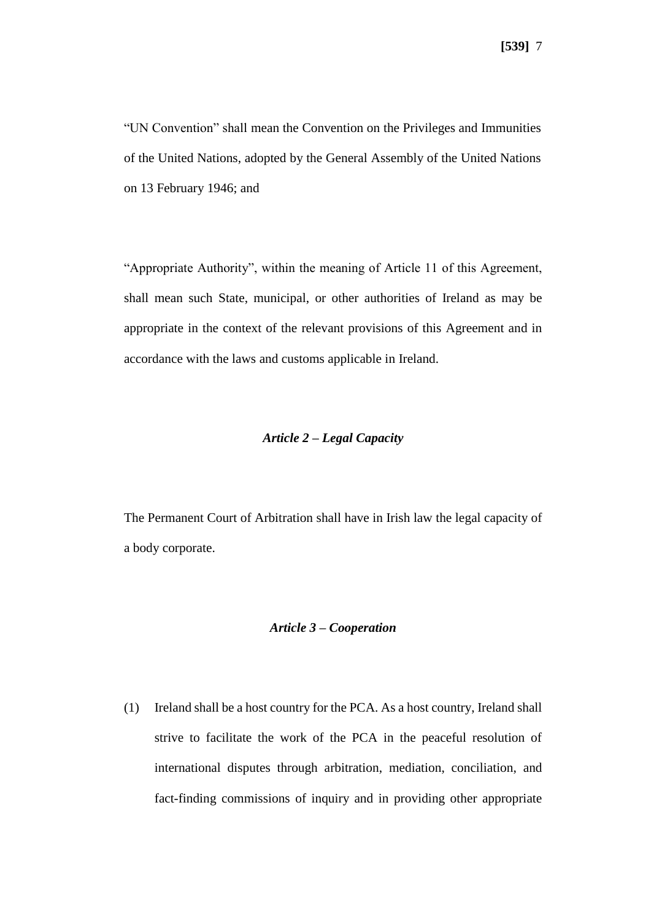"UN Convention" shall mean the Convention on the Privileges and Immunities of the United Nations, adopted by the General Assembly of the United Nations on 13 February 1946; and

"Appropriate Authority", within the meaning of Article 11 of this Agreement, shall mean such State, municipal, or other authorities of Ireland as may be appropriate in the context of the relevant provisions of this Agreement and in accordance with the laws and customs applicable in Ireland.

### *Article 2 – Legal Capacity*

The Permanent Court of Arbitration shall have in Irish law the legal capacity of a body corporate.

### *Article 3 – Cooperation*

(1) Ireland shall be a host country for the PCA. As a host country, Ireland shall strive to facilitate the work of the PCA in the peaceful resolution of international disputes through arbitration, mediation, conciliation, and fact-finding commissions of inquiry and in providing other appropriate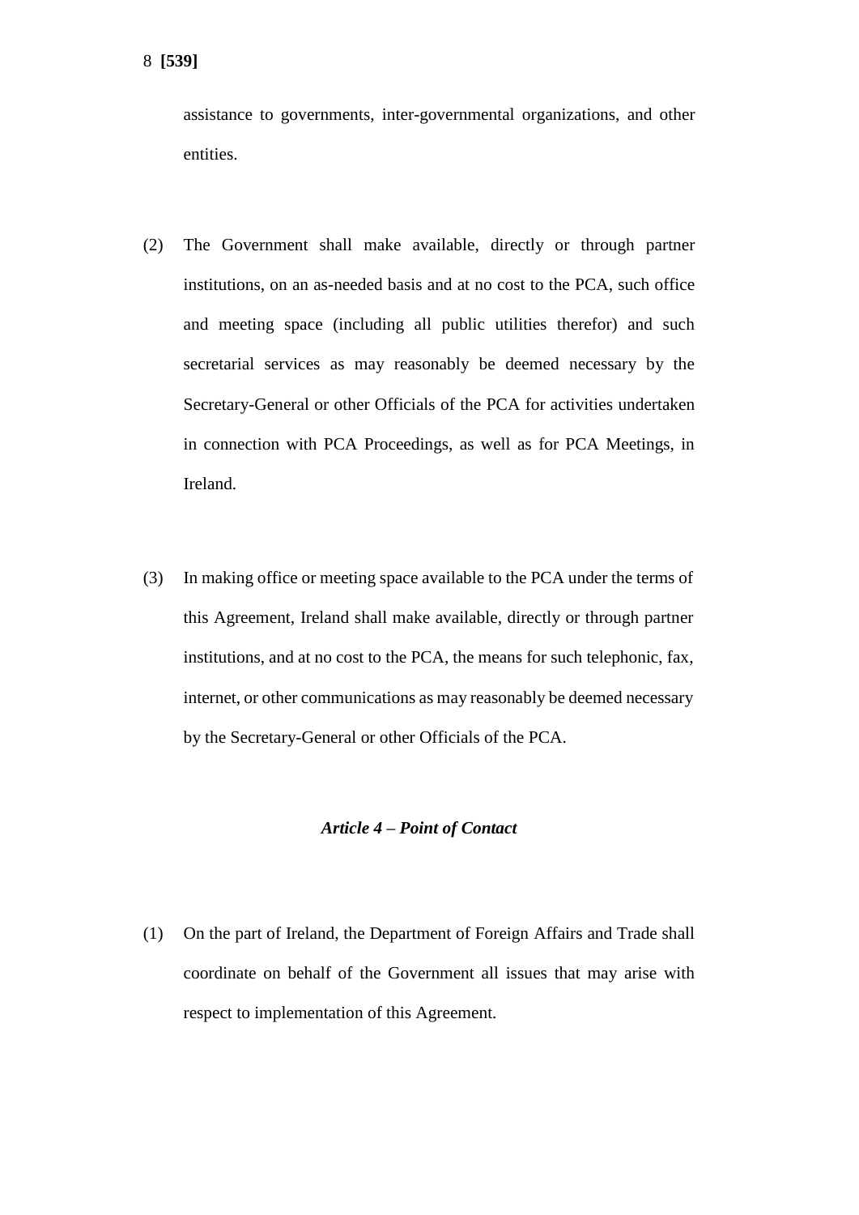assistance to governments, inter-governmental organizations, and other entities.

(2) The Government shall make available, directly or through partner institutions, on an as-needed basis and at no cost to the PCA, such office and meeting space (including all public utilities therefor) and such secretarial services as may reasonably be deemed necessary by the Secretary-General or other Officials of the PCA for activities undertaken in connection with PCA Proceedings, as well as for PCA Meetings, in Ireland.

(3) In making office or meeting space available to the PCA under the terms of this Agreement, Ireland shall make available, directly or through partner institutions, and at no cost to the PCA, the means for such telephonic, fax, internet, or other communications as may reasonably be deemed necessary by the Secretary-General or other Officials of the PCA.

### *Article 4 – Point of Contact*

(1) On the part of Ireland, the Department of Foreign Affairs and Trade shall coordinate on behalf of the Government all issues that may arise with respect to implementation of this Agreement.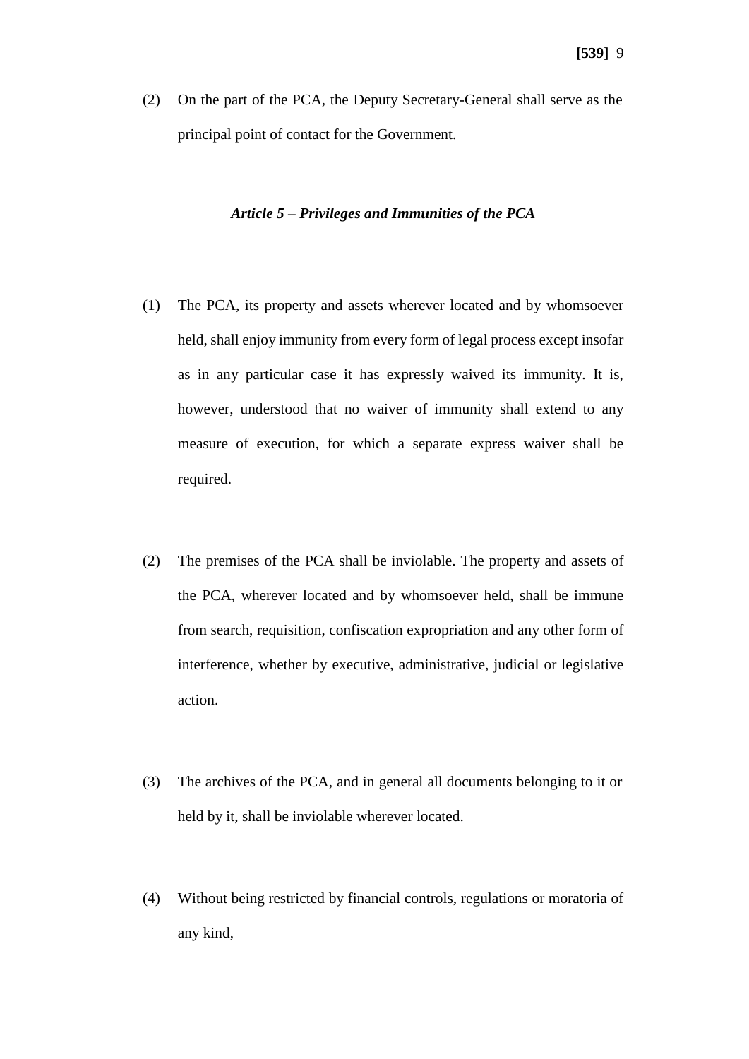(2) On the part of the PCA, the Deputy Secretary-General shall serve as the principal point of contact for the Government.

### *Article 5 – Privileges and Immunities of the PCA*

(1) The PCA, its property and assets wherever located and by whomsoever held, shall enjoy immunity from every form of legal process except insofar as in any particular case it has expressly waived its immunity. It is, however, understood that no waiver of immunity shall extend to any measure of execution, for which a separate express waiver shall be required.

(2) The premises of the PCA shall be inviolable. The property and assets of the PCA, wherever located and by whomsoever held, shall be immune from search, requisition, confiscation expropriation and any other form of interference, whether by executive, administrative, judicial or legislative action.

(3) The archives of the PCA, and in general all documents belonging to it or held by it, shall be inviolable wherever located.

(4) Without being restricted by financial controls, regulations or moratoria of any kind,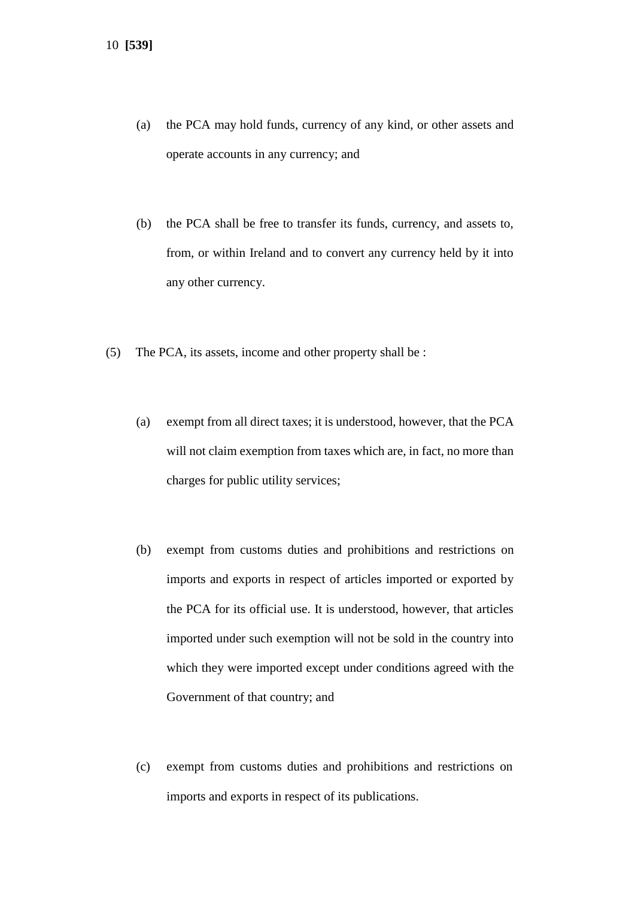(a) the PCA may hold funds, currency of any kind, or other assets and operate accounts in any currency; and

(b) the PCA shall be free to transfer its funds, currency, and assets to, from, or within Ireland and to convert any currency held by it into any other currency.

(5) The PCA, its assets, income and other property shall be :

(a) exempt from all direct taxes; it is understood, however, that the PCA will not claim exemption from taxes which are, in fact, no more than charges for public utility services;

(b) exempt from customs duties and prohibitions and restrictions on imports and exports in respect of articles imported or exported by the PCA for its official use. It is understood, however, that articles imported under such exemption will not be sold in the country into which they were imported except under conditions agreed with the Government of that country; and

(c) exempt from customs duties and prohibitions and restrictions on imports and exports in respect of its publications.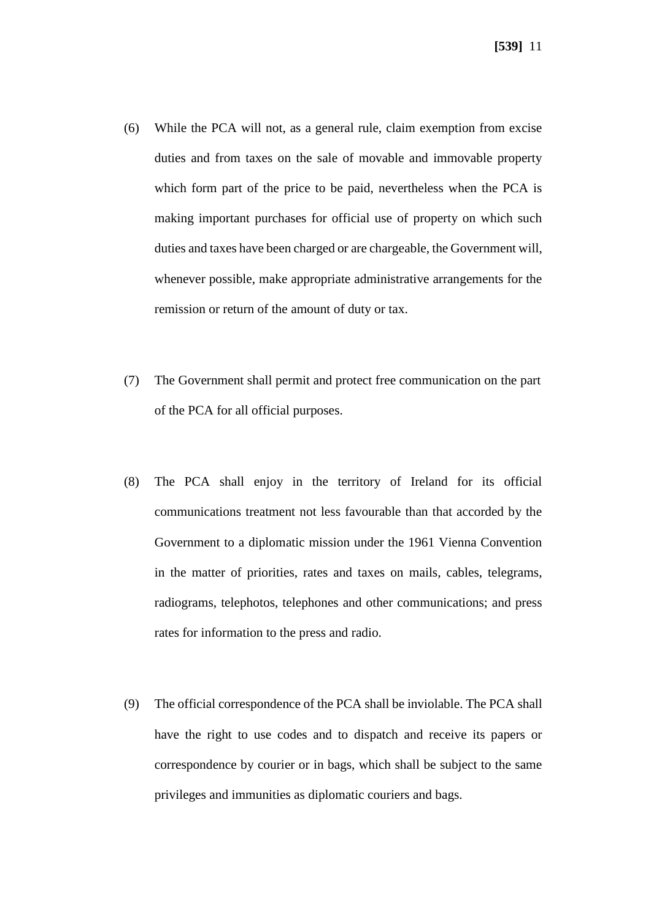(6) While the PCA will not, as a general rule, claim exemption from excise duties and from taxes on the sale of movable and immovable property which form part of the price to be paid, nevertheless when the PCA is making important purchases for official use of property on which such duties and taxes have been charged or are chargeable, the Government will, whenever possible, make appropriate administrative arrangements for the remission or return of the amount of duty or tax.

(7) The Government shall permit and protect free communication on the part of the PCA for all official purposes.

(8) The PCA shall enjoy in the territory of Ireland for its official communications treatment not less favourable than that accorded by the Government to a diplomatic mission under the 1961 Vienna Convention in the matter of priorities, rates and taxes on mails, cables, telegrams, radiograms, telephotos, telephones and other communications; and press rates for information to the press and radio.

(9) The official correspondence of the PCA shall be inviolable. The PCA shall have the right to use codes and to dispatch and receive its papers or correspondence by courier or in bags, which shall be subject to the same privileges and immunities as diplomatic couriers and bags.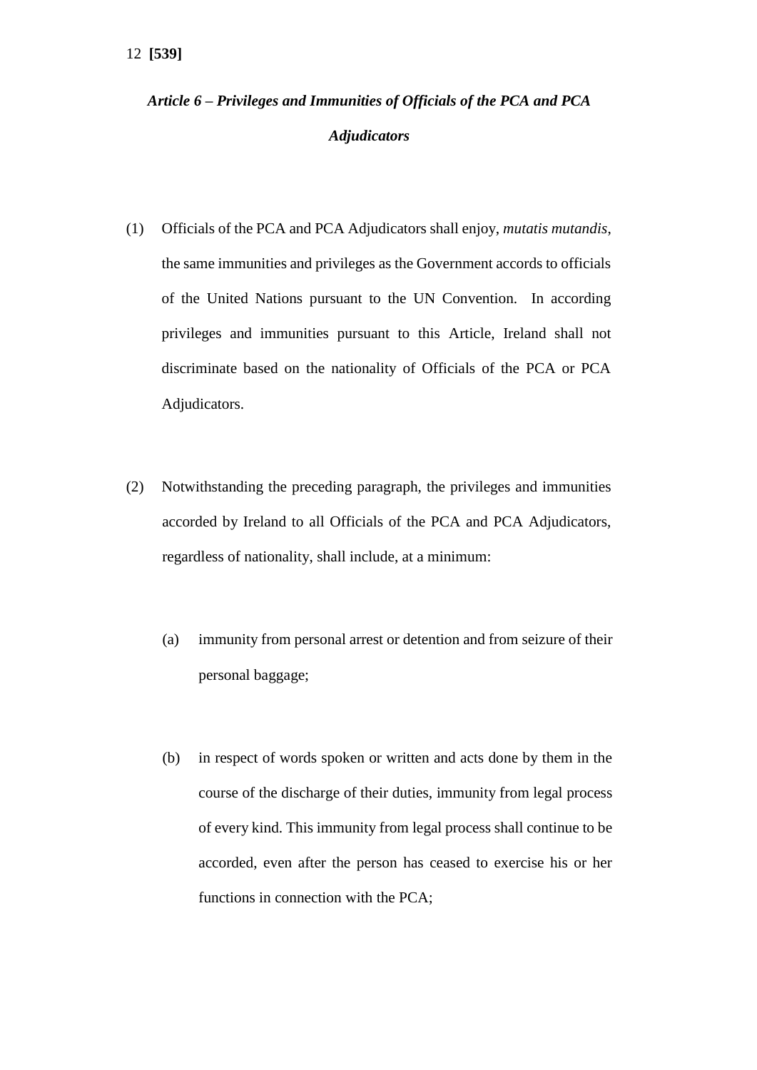### *Article 6 – Privileges and Immunities of Officials of the PCA and PCA Adjudicators*

(1) Officials of the PCA and PCA Adjudicators shall enjoy, *mutatis mutandis*, the same immunities and privileges as the Government accords to officials of the United Nations pursuant to the UN Convention. In according privileges and immunities pursuant to this Article, Ireland shall not discriminate based on the nationality of Officials of the PCA or PCA Adjudicators.

(2) Notwithstanding the preceding paragraph, the privileges and immunities accorded by Ireland to all Officials of the PCA and PCA Adjudicators, regardless of nationality, shall include, at a minimum:

(a) immunity from personal arrest or detention and from seizure of their personal baggage;

(b) in respect of words spoken or written and acts done by them in the course of the discharge of their duties, immunity from legal process of every kind. This immunity from legal process shall continue to be accorded, even after the person has ceased to exercise his or her functions in connection with the PCA;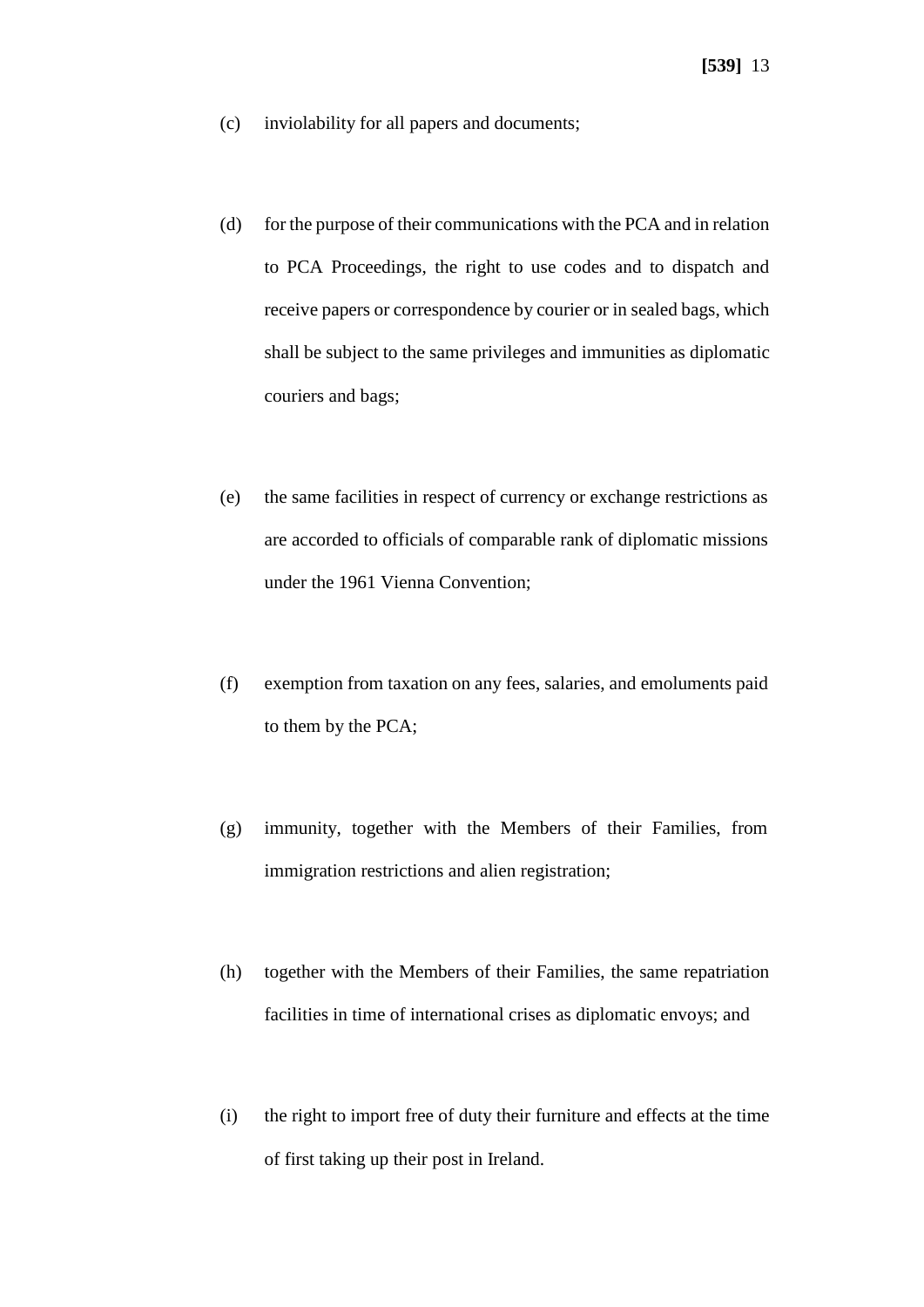(c) inviolability for all papers and documents;

(d) for the purpose of their communications with the PCA and in relation to PCA Proceedings, the right to use codes and to dispatch and receive papers or correspondence by courier or in sealed bags, which shall be subject to the same privileges and immunities as diplomatic couriers and bags;

(e) the same facilities in respect of currency or exchange restrictions as are accorded to officials of comparable rank of diplomatic missions under the 1961 Vienna Convention;

(f) exemption from taxation on any fees, salaries, and emoluments paid to them by the PCA;

(g) immunity, together with the Members of their Families, from immigration restrictions and alien registration;

(h) together with the Members of their Families, the same repatriation facilities in time of international crises as diplomatic envoys; and

(i) the right to import free of duty their furniture and effects at the time of first taking up their post in Ireland.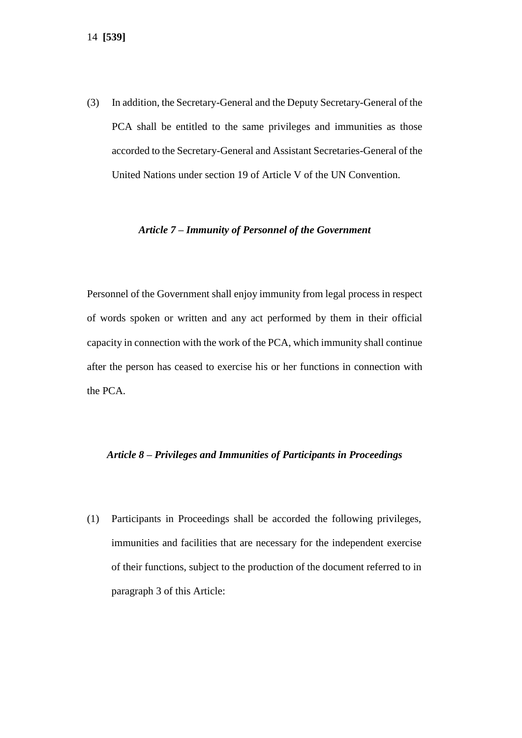(3) In addition, the Secretary-General and the Deputy Secretary-General of the PCA shall be entitled to the same privileges and immunities as those accorded to the Secretary-General and Assistant Secretaries-General of the United Nations under section 19 of Article V of the UN Convention.

### *Article 7 – Immunity of Personnel of the Government*

Personnel of the Government shall enjoy immunity from legal process in respect of words spoken or written and any act performed by them in their official capacity in connection with the work of the PCA, which immunity shall continue after the person has ceased to exercise his or her functions in connection with the PCA.

### *Article 8 – Privileges and Immunities of Participants in Proceedings*

(1) Participants in Proceedings shall be accorded the following privileges, immunities and facilities that are necessary for the independent exercise of their functions, subject to the production of the document referred to in paragraph 3 of this Article: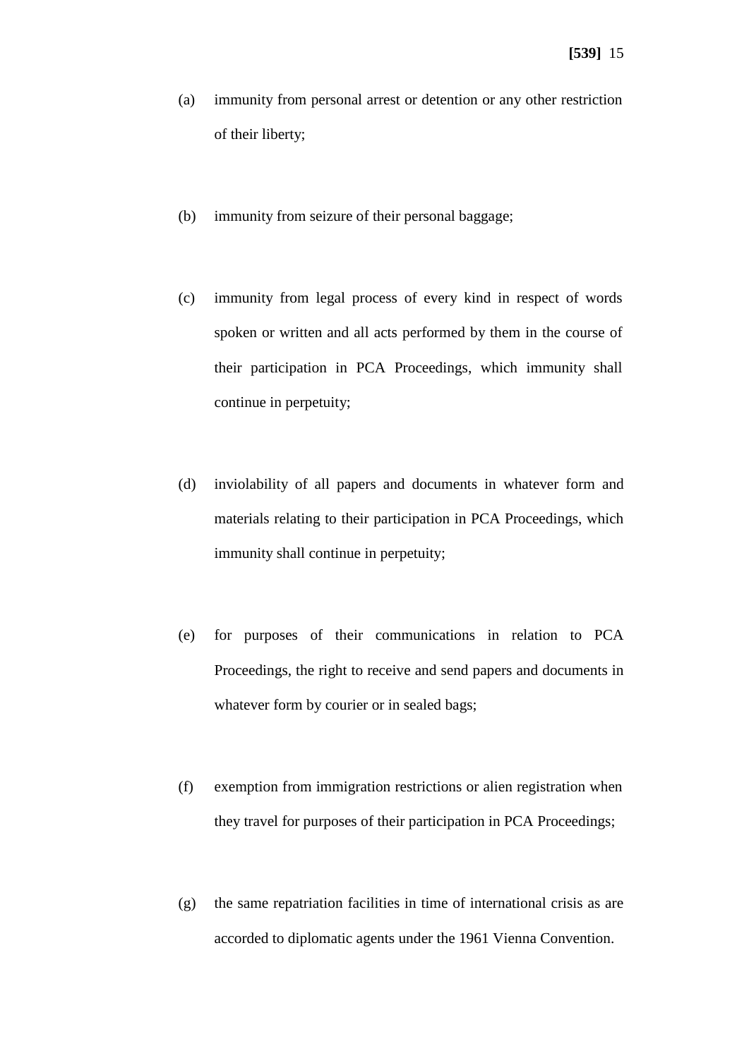(a) immunity from personal arrest or detention or any other restriction of their liberty;

(b) immunity from seizure of their personal baggage;

(c) immunity from legal process of every kind in respect of words spoken or written and all acts performed by them in the course of their participation in PCA Proceedings, which immunity shall continue in perpetuity;

(d) inviolability of all papers and documents in whatever form and materials relating to their participation in PCA Proceedings, which immunity shall continue in perpetuity;

(e) for purposes of their communications in relation to PCA Proceedings, the right to receive and send papers and documents in whatever form by courier or in sealed bags;

(f) exemption from immigration restrictions or alien registration when they travel for purposes of their participation in PCA Proceedings;

(g) the same repatriation facilities in time of international crisis as are accorded to diplomatic agents under the 1961 Vienna Convention.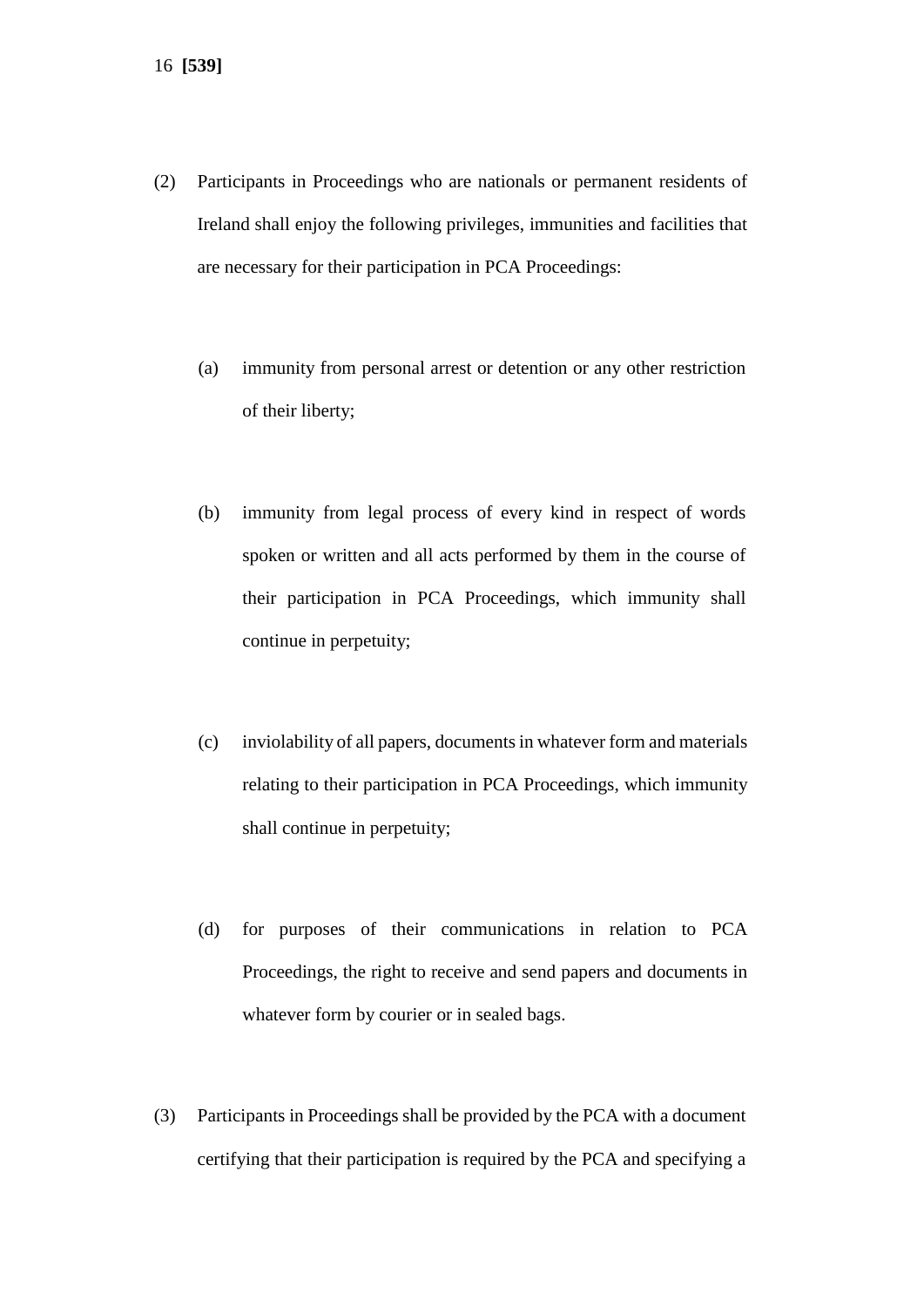(2) Participants in Proceedings who are nationals or permanent residents of Ireland shall enjoy the following privileges, immunities and facilities that are necessary for their participation in PCA Proceedings:

  (a) immunity from personal arrest or detention or any other restriction of their liberty;

  (b) immunity from legal process of every kind in respect of words spoken or written and all acts performed by them in the course of their participation in PCA Proceedings, which immunity shall continue in perpetuity;

  (c) inviolability of all papers, documents in whatever form and materials relating to their participation in PCA Proceedings, which immunity shall continue in perpetuity;

  (d) for purposes of their communications in relation to PCA Proceedings, the right to receive and send papers and documents in whatever form by courier or in sealed bags.

(3) Participants in Proceedings shall be provided by the PCA with a document certifying that their participation is required by the PCA and specifying a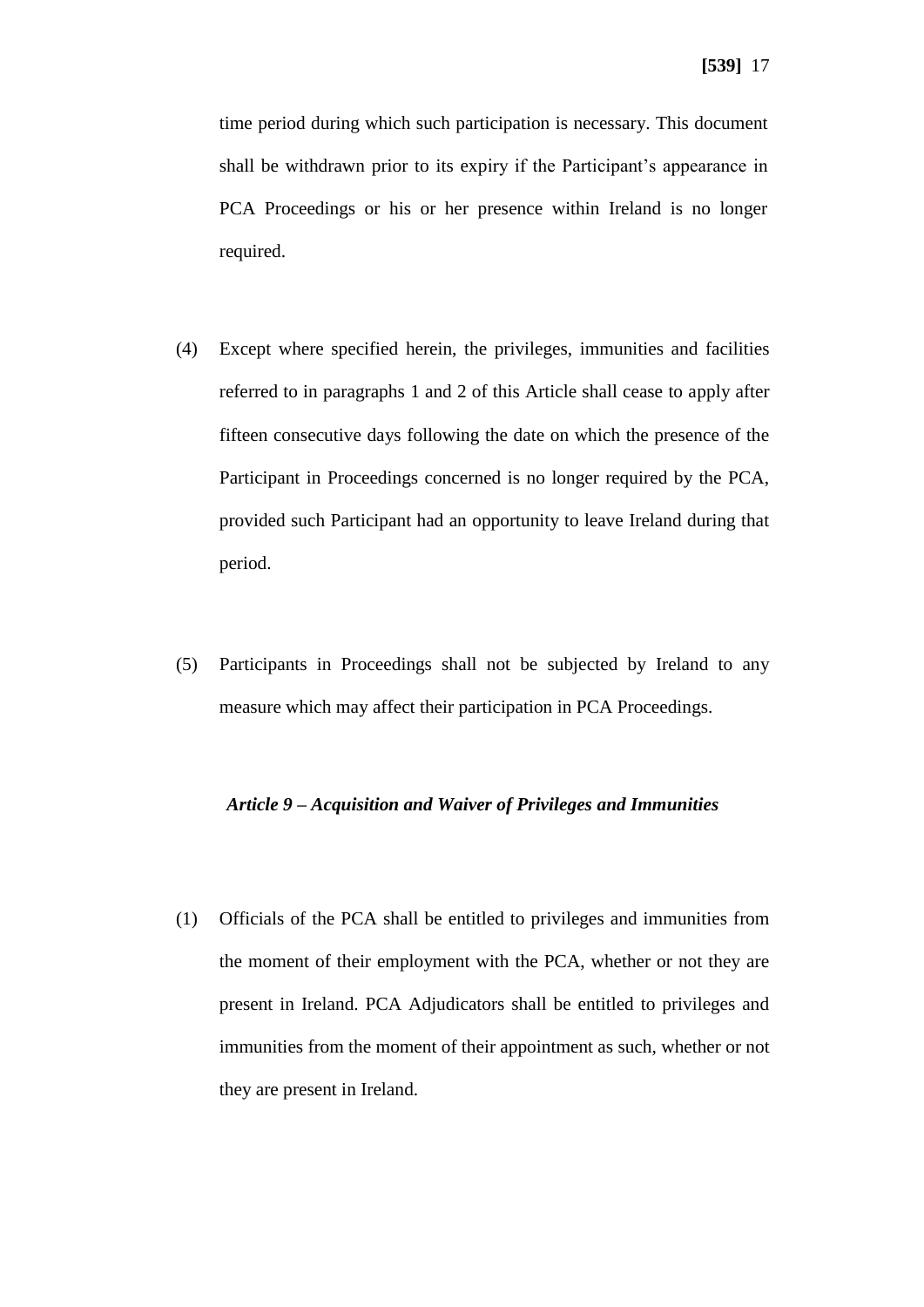time period during which such participation is necessary. This document shall be withdrawn prior to its expiry if the Participant's appearance in PCA Proceedings or his or her presence within Ireland is no longer required.

(4) Except where specified herein, the privileges, immunities and facilities referred to in paragraphs 1 and 2 of this Article shall cease to apply after fifteen consecutive days following the date on which the presence of the Participant in Proceedings concerned is no longer required by the PCA, provided such Participant had an opportunity to leave Ireland during that period.

(5) Participants in Proceedings shall not be subjected by Ireland to any measure which may affect their participation in PCA Proceedings.

***Article 9 – Acquisition and Waiver of Privileges and Immunities***

(1) Officials of the PCA shall be entitled to privileges and immunities from the moment of their employment with the PCA, whether or not they are present in Ireland. PCA Adjudicators shall be entitled to privileges and immunities from the moment of their appointment as such, whether or not they are present in Ireland.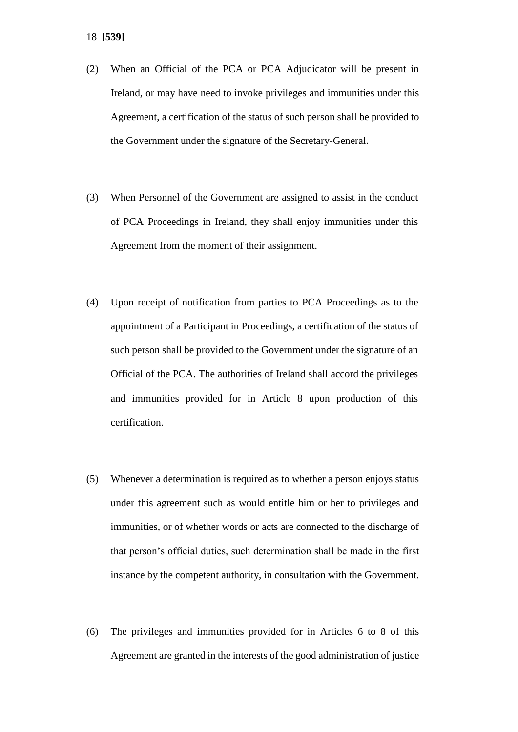(2) When an Official of the PCA or PCA Adjudicator will be present in Ireland, or may have need to invoke privileges and immunities under this Agreement, a certification of the status of such person shall be provided to the Government under the signature of the Secretary-General.

(3) When Personnel of the Government are assigned to assist in the conduct of PCA Proceedings in Ireland, they shall enjoy immunities under this Agreement from the moment of their assignment.

(4) Upon receipt of notification from parties to PCA Proceedings as to the appointment of a Participant in Proceedings, a certification of the status of such person shall be provided to the Government under the signature of an Official of the PCA. The authorities of Ireland shall accord the privileges and immunities provided for in Article 8 upon production of this certification.

(5) Whenever a determination is required as to whether a person enjoys status under this agreement such as would entitle him or her to privileges and immunities, or of whether words or acts are connected to the discharge of that person's official duties, such determination shall be made in the first instance by the competent authority, in consultation with the Government.

(6) The privileges and immunities provided for in Articles 6 to 8 of this Agreement are granted in the interests of the good administration of justice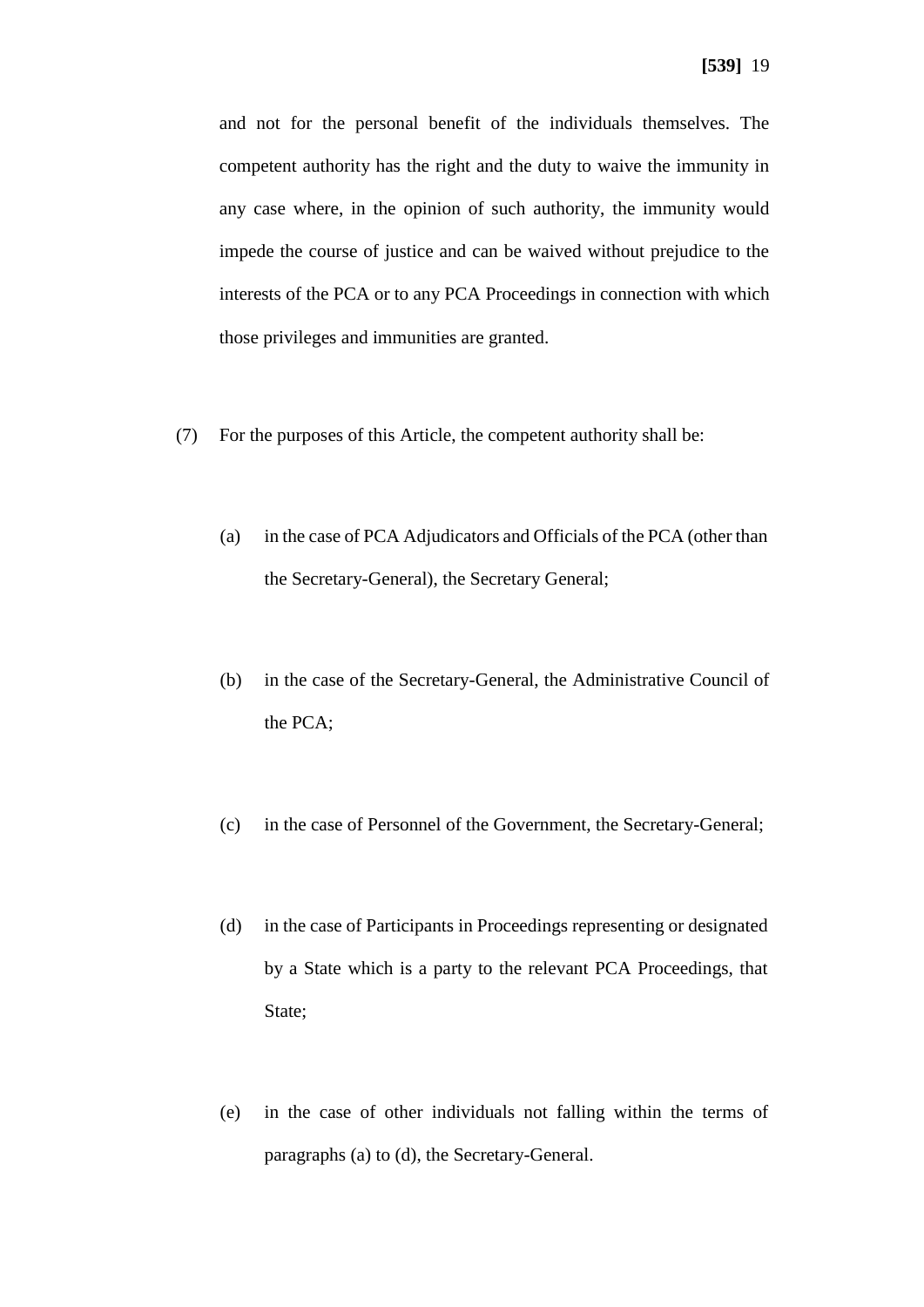and not for the personal benefit of the individuals themselves. The competent authority has the right and the duty to waive the immunity in any case where, in the opinion of such authority, the immunity would impede the course of justice and can be waived without prejudice to the interests of the PCA or to any PCA Proceedings in connection with which those privileges and immunities are granted.

(7) For the purposes of this Article, the competent authority shall be:

(a) in the case of PCA Adjudicators and Officials of the PCA (other than the Secretary-General), the Secretary General;

(b) in the case of the Secretary-General, the Administrative Council of the PCA;

(c) in the case of Personnel of the Government, the Secretary-General;

(d) in the case of Participants in Proceedings representing or designated by a State which is a party to the relevant PCA Proceedings, that State;

(e) in the case of other individuals not falling within the terms of paragraphs (a) to (d), the Secretary-General.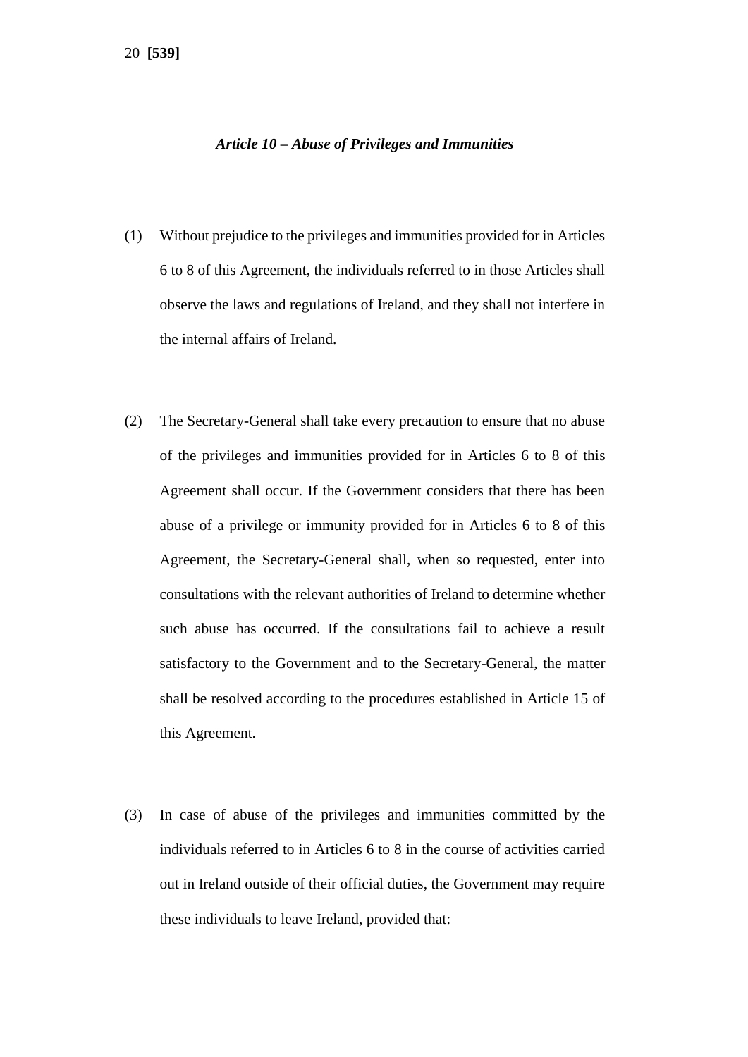### *Article 10 – Abuse of Privileges and Immunities*

(1) Without prejudice to the privileges and immunities provided for in Articles 6 to 8 of this Agreement, the individuals referred to in those Articles shall observe the laws and regulations of Ireland, and they shall not interfere in the internal affairs of Ireland.

(2) The Secretary-General shall take every precaution to ensure that no abuse of the privileges and immunities provided for in Articles 6 to 8 of this Agreement shall occur. If the Government considers that there has been abuse of a privilege or immunity provided for in Articles 6 to 8 of this Agreement, the Secretary-General shall, when so requested, enter into consultations with the relevant authorities of Ireland to determine whether such abuse has occurred. If the consultations fail to achieve a result satisfactory to the Government and to the Secretary-General, the matter shall be resolved according to the procedures established in Article 15 of this Agreement.

(3) In case of abuse of the privileges and immunities committed by the individuals referred to in Articles 6 to 8 in the course of activities carried out in Ireland outside of their official duties, the Government may require these individuals to leave Ireland, provided that: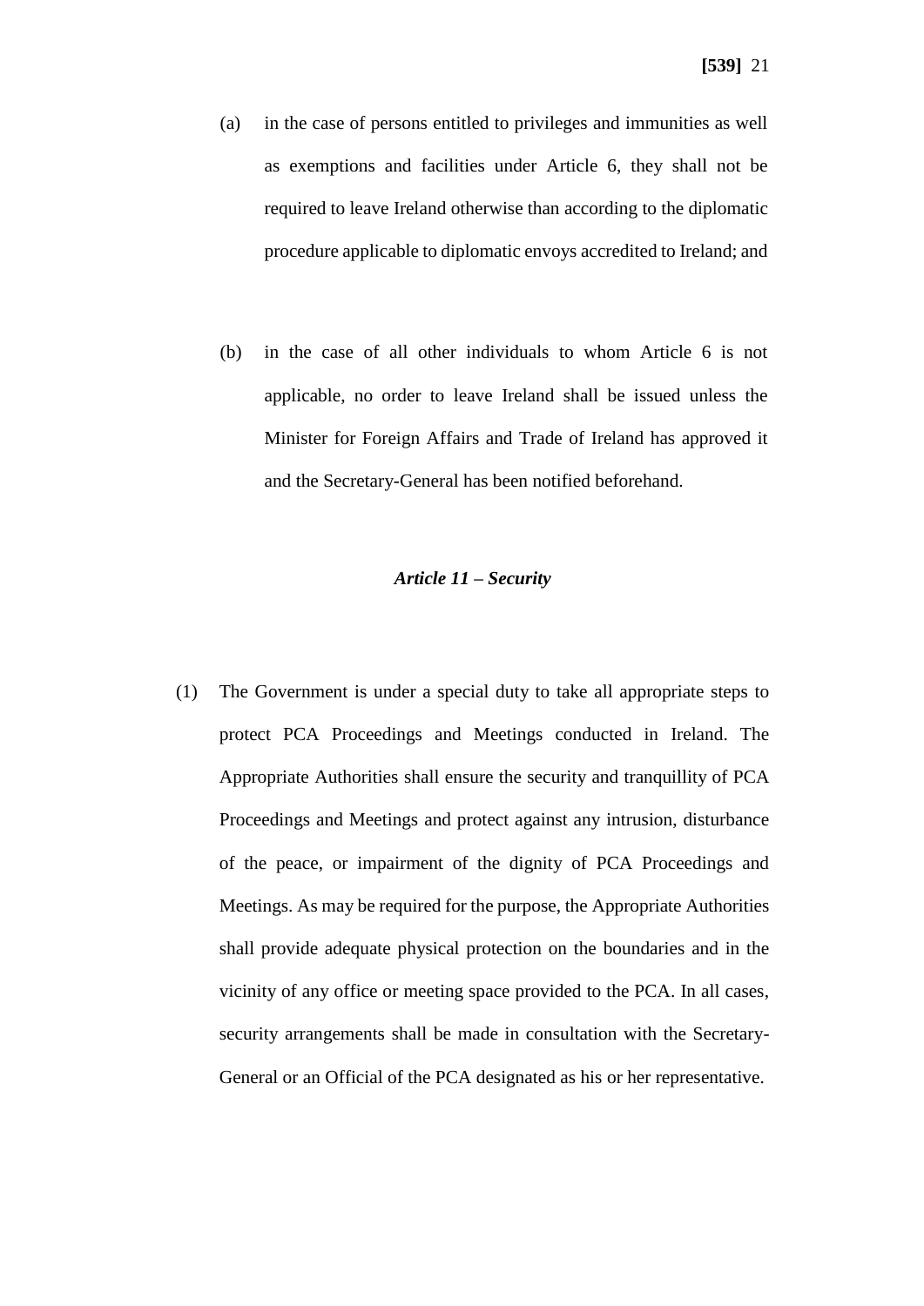(a) in the case of persons entitled to privileges and immunities as well as exemptions and facilities under Article 6, they shall not be required to leave Ireland otherwise than according to the diplomatic procedure applicable to diplomatic envoys accredited to Ireland; and

(b) in the case of all other individuals to whom Article 6 is not applicable, no order to leave Ireland shall be issued unless the Minister for Foreign Affairs and Trade of Ireland has approved it and the Secretary-General has been notified beforehand.

### *Article 11 – Security*

(1) The Government is under a special duty to take all appropriate steps to protect PCA Proceedings and Meetings conducted in Ireland. The Appropriate Authorities shall ensure the security and tranquillity of PCA Proceedings and Meetings and protect against any intrusion, disturbance of the peace, or impairment of the dignity of PCA Proceedings and Meetings. As may be required for the purpose, the Appropriate Authorities shall provide adequate physical protection on the boundaries and in the vicinity of any office or meeting space provided to the PCA. In all cases, security arrangements shall be made in consultation with the Secretary-General or an Official of the PCA designated as his or her representative.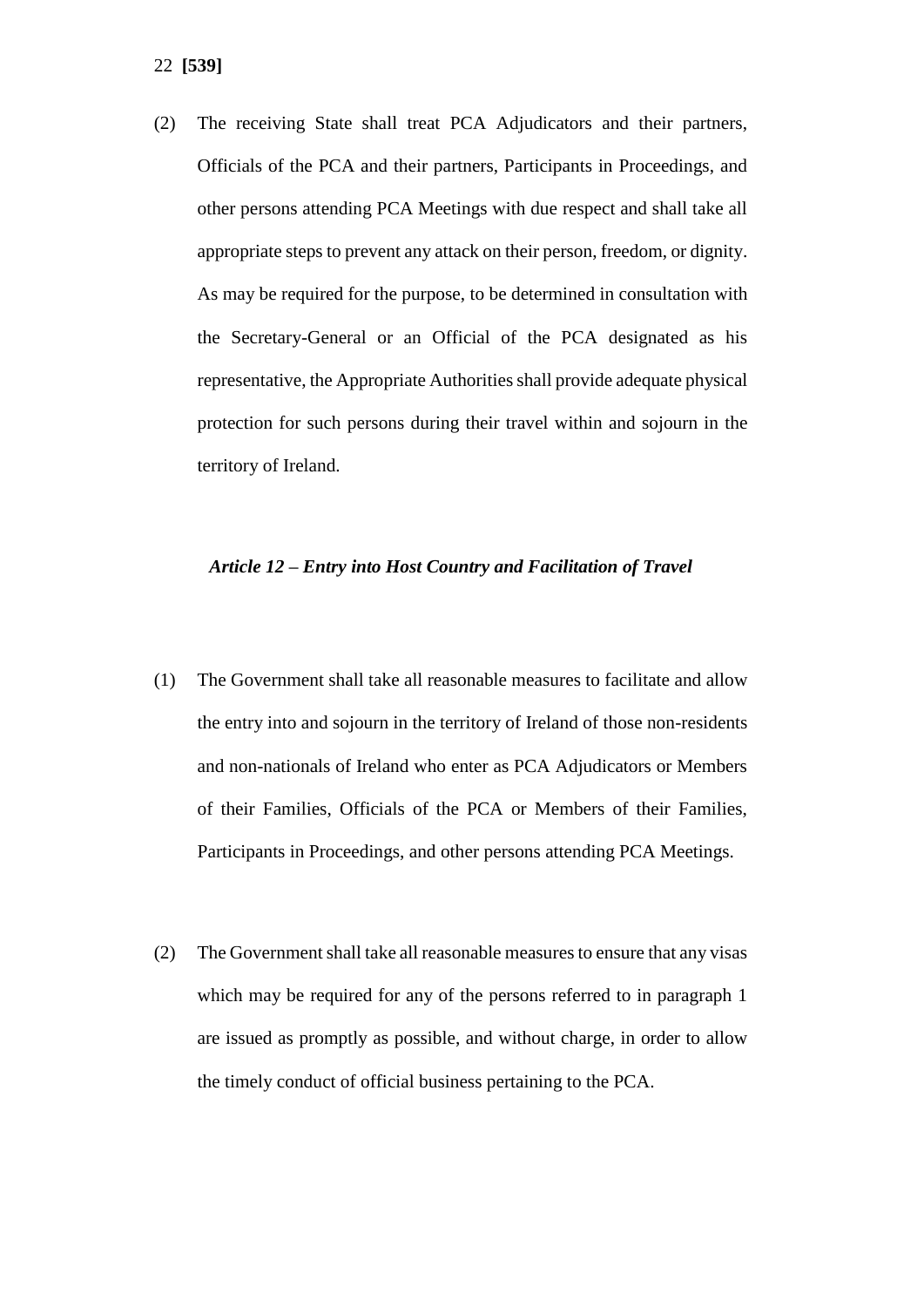(2) The receiving State shall treat PCA Adjudicators and their partners, Officials of the PCA and their partners, Participants in Proceedings, and other persons attending PCA Meetings with due respect and shall take all appropriate steps to prevent any attack on their person, freedom, or dignity. As may be required for the purpose, to be determined in consultation with the Secretary-General or an Official of the PCA designated as his representative, the Appropriate Authorities shall provide adequate physical protection for such persons during their travel within and sojourn in the territory of Ireland.

### *Article 12 – Entry into Host Country and Facilitation of Travel*

(1) The Government shall take all reasonable measures to facilitate and allow the entry into and sojourn in the territory of Ireland of those non-residents and non-nationals of Ireland who enter as PCA Adjudicators or Members of their Families, Officials of the PCA or Members of their Families, Participants in Proceedings, and other persons attending PCA Meetings.

(2) The Government shall take all reasonable measures to ensure that any visas which may be required for any of the persons referred to in paragraph 1 are issued as promptly as possible, and without charge, in order to allow the timely conduct of official business pertaining to the PCA.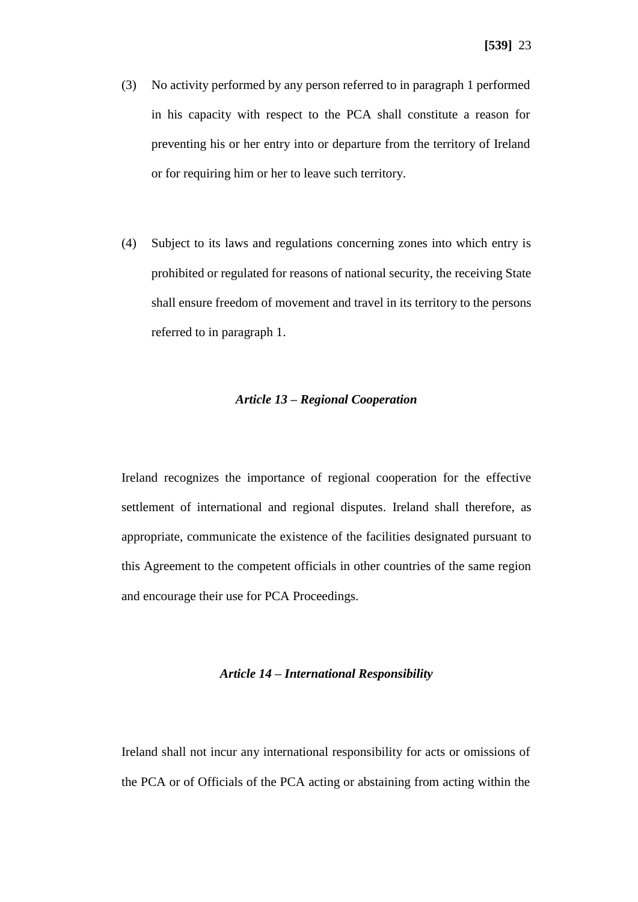(3) No activity performed by any person referred to in paragraph 1 performed in his capacity with respect to the PCA shall constitute a reason for preventing his or her entry into or departure from the territory of Ireland or for requiring him or her to leave such territory.

(4) Subject to its laws and regulations concerning zones into which entry is prohibited or regulated for reasons of national security, the receiving State shall ensure freedom of movement and travel in its territory to the persons referred to in paragraph 1.

### *Article 13 – Regional Cooperation*

Ireland recognizes the importance of regional cooperation for the effective settlement of international and regional disputes. Ireland shall therefore, as appropriate, communicate the existence of the facilities designated pursuant to this Agreement to the competent officials in other countries of the same region and encourage their use for PCA Proceedings.

### *Article 14 – International Responsibility*

Ireland shall not incur any international responsibility for acts or omissions of the PCA or of Officials of the PCA acting or abstaining from acting within the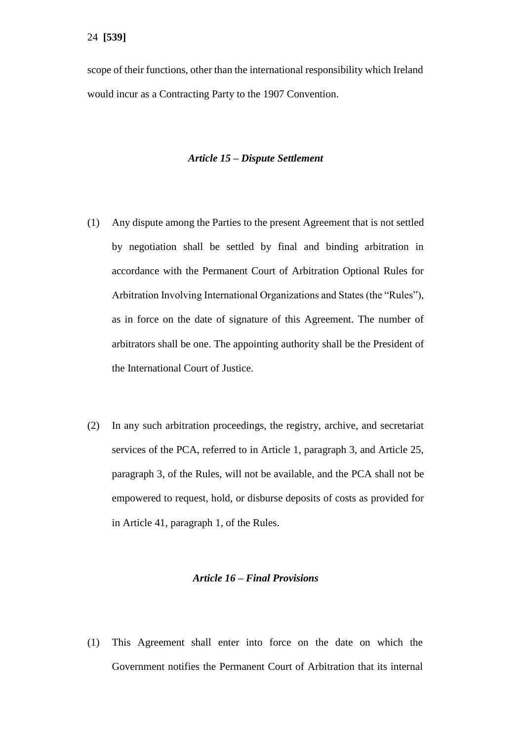scope of their functions, other than the international responsibility which Ireland would incur as a Contracting Party to the 1907 Convention.

### *Article 15 – Dispute Settlement*

(1) Any dispute among the Parties to the present Agreement that is not settled by negotiation shall be settled by final and binding arbitration in accordance with the Permanent Court of Arbitration Optional Rules for Arbitration Involving International Organizations and States (the "Rules"), as in force on the date of signature of this Agreement. The number of arbitrators shall be one. The appointing authority shall be the President of the International Court of Justice.

(2) In any such arbitration proceedings, the registry, archive, and secretariat services of the PCA, referred to in Article 1, paragraph 3, and Article 25, paragraph 3, of the Rules, will not be available, and the PCA shall not be empowered to request, hold, or disburse deposits of costs as provided for in Article 41, paragraph 1, of the Rules.

### *Article 16 – Final Provisions*

(1) This Agreement shall enter into force on the date on which the Government notifies the Permanent Court of Arbitration that its internal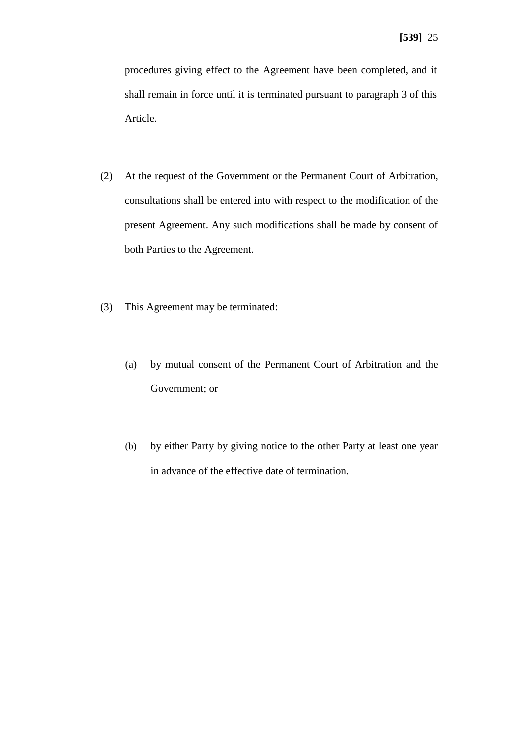procedures giving effect to the Agreement have been completed, and it shall remain in force until it is terminated pursuant to paragraph 3 of this Article.

(2) At the request of the Government or the Permanent Court of Arbitration, consultations shall be entered into with respect to the modification of the present Agreement. Any such modifications shall be made by consent of both Parties to the Agreement.

(3) This Agreement may be terminated:

   (a) by mutual consent of the Permanent Court of Arbitration and the Government; or

   (b) by either Party by giving notice to the other Party at least one year in advance of the effective date of termination.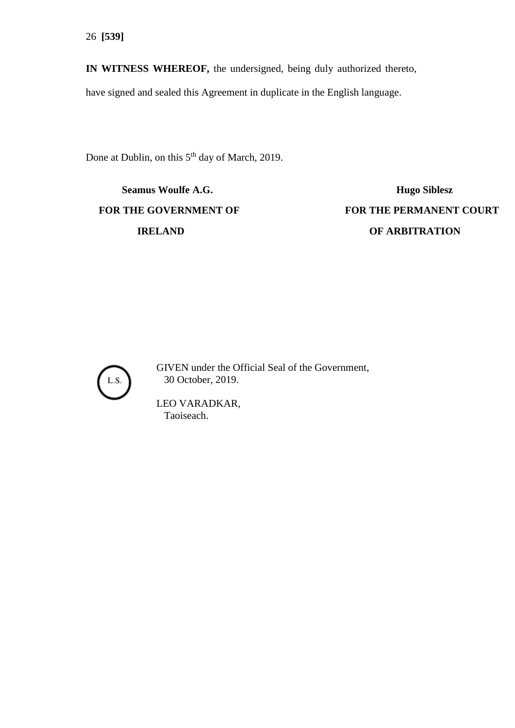**IN WITNESS WHEREOF,** the undersigned, being duly authorized thereto, have signed and sealed this Agreement in duplicate in the English language.

Done at Dublin, on this 5th day of March, 2019.

| Seamus Woulfe A.G. | Hugo Siblesz |
|---|---|
| **FOR THE GOVERNMENT OF IRELAND** | **FOR THE PERMANENT COURT OF ARBITRATION** |

L.S.

GIVEN under the Official Seal of the Government,
30 October, 2019.

LEO VARADKAR,
Taoiseach.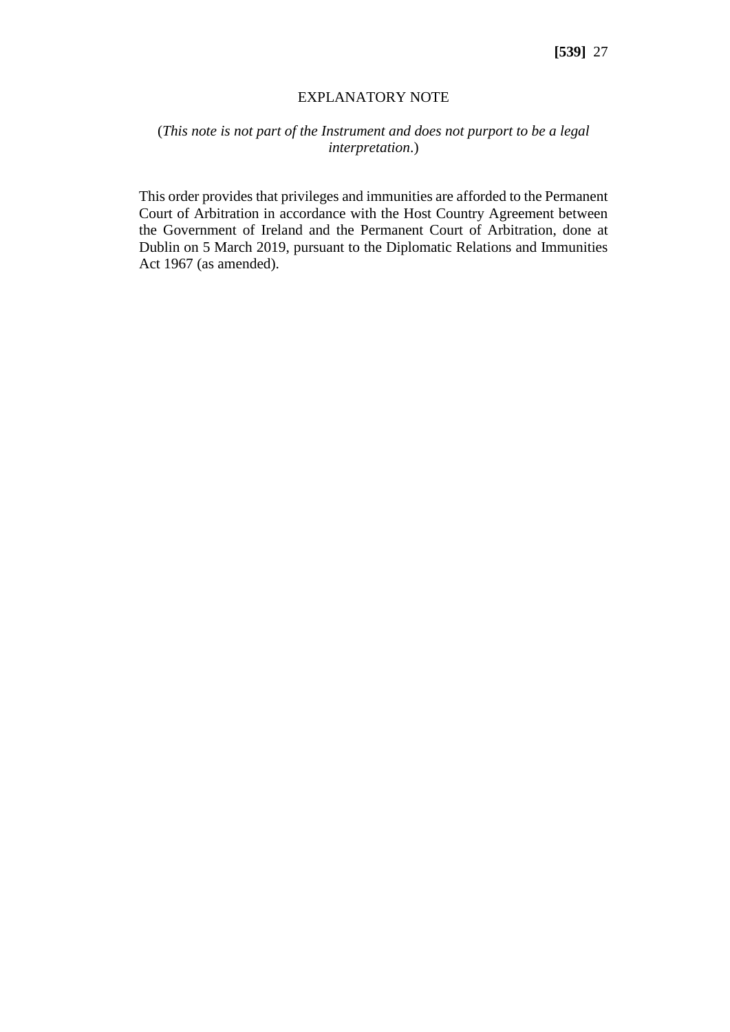## EXPLANATORY NOTE

(*This note is not part of the Instrument and does not purport to be a legal interpretation*.)

This order provides that privileges and immunities are afforded to the Permanent Court of Arbitration in accordance with the Host Country Agreement between the Government of Ireland and the Permanent Court of Arbitration, done at Dublin on 5 March 2019, pursuant to the Diplomatic Relations and Immunities Act 1967 (as amended).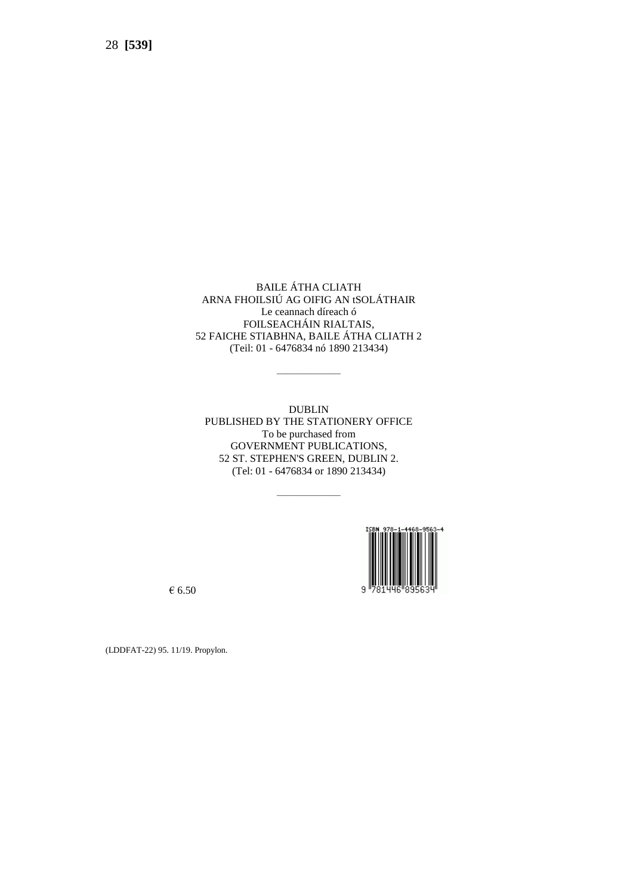BAILE ÁTHA CLIATH
ARNA FHOILSIÚ AG OIFIG AN tSOLÁTHAIR
Le ceannach díreach ó
FOILSEACHÁIN RIALTAIS,
52 FAICHE STIABHNA, BAILE ÁTHA CLIATH 2
(Teil: 01 - 6476834 nó 1890 213434)

---

DUBLIN
PUBLISHED BY THE STATIONERY OFFICE
To be purchased from
GOVERNMENT PUBLICATIONS,
52 ST. STEPHEN'S GREEN, DUBLIN 2.
(Tel: 01 - 6476834 or 1890 213434)

---

ISBN 978-1-4468-9563-4

9 781446 895634

€ 6.50

(LDDFAT-22) 95. 11/19. Propylon.